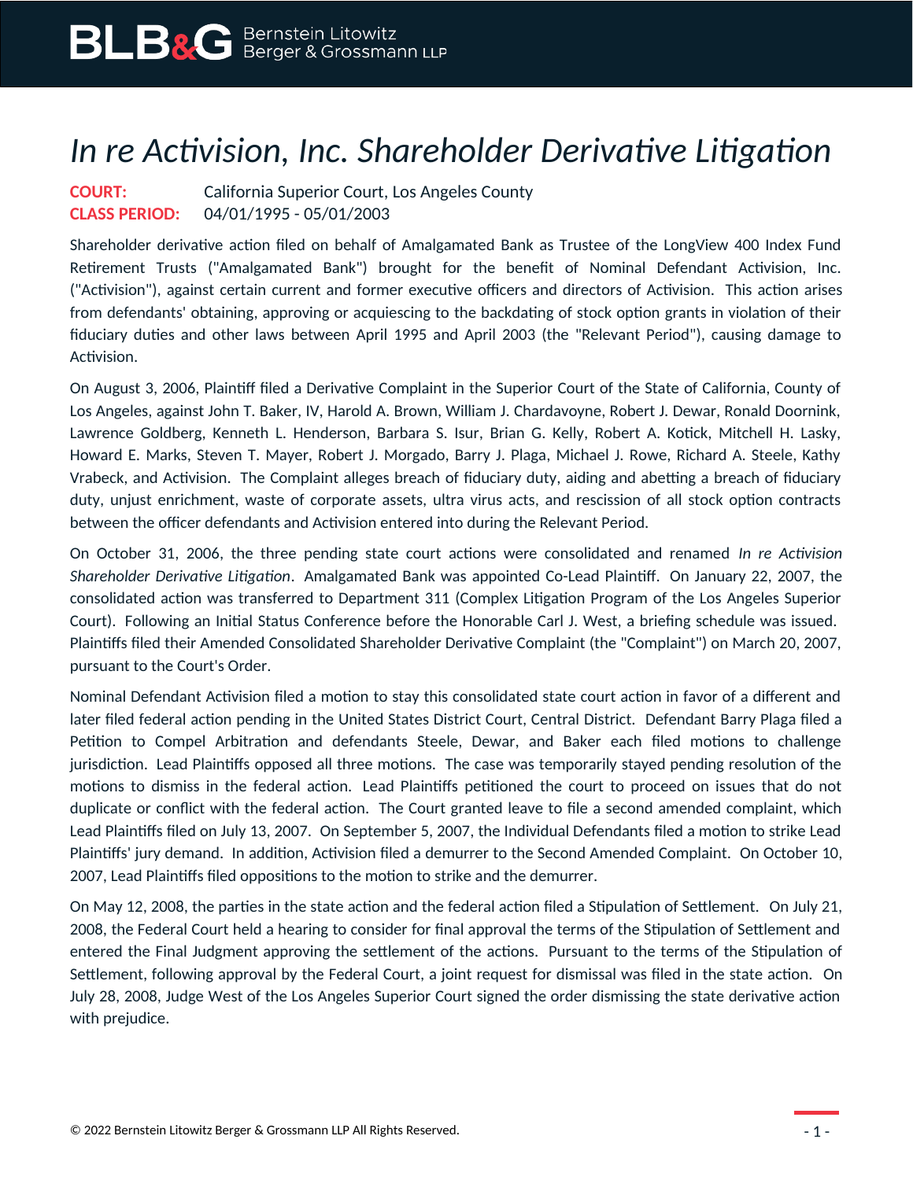# *In re Activision, Inc. Shareholder Derivative Litigation*

**COURT:** California Superior Court, Los Angeles County
**CLASS PERIOD:** 04/01/1995 - 05/01/2003

Shareholder derivative action filed on behalf of Amalgamated Bank as Trustee of the LongView 400 Index Fund Retirement Trusts ("Amalgamated Bank") brought for the benefit of Nominal Defendant Activision, Inc. ("Activision"), against certain current and former executive officers and directors of Activision. This action arises from defendants' obtaining, approving or acquiescing to the backdating of stock option grants in violation of their fiduciary duties and other laws between April 1995 and April 2003 (the "Relevant Period"), causing damage to Activision.

On August 3, 2006, Plaintiff filed a Derivative Complaint in the Superior Court of the State of California, County of Los Angeles, against John T. Baker, IV, Harold A. Brown, William J. Chardavoyne, Robert J. Dewar, Ronald Doornink, Lawrence Goldberg, Kenneth L. Henderson, Barbara S. Isur, Brian G. Kelly, Robert A. Kotick, Mitchell H. Lasky, Howard E. Marks, Steven T. Mayer, Robert J. Morgado, Barry J. Plaga, Michael J. Rowe, Richard A. Steele, Kathy Vrabeck, and Activision. The Complaint alleges breach of fiduciary duty, aiding and abetting a breach of fiduciary duty, unjust enrichment, waste of corporate assets, ultra virus acts, and rescission of all stock option contracts between the officer defendants and Activision entered into during the Relevant Period.

On October 31, 2006, the three pending state court actions were consolidated and renamed *In re Activision Shareholder Derivative Litigation*. Amalgamated Bank was appointed Co-Lead Plaintiff. On January 22, 2007, the consolidated action was transferred to Department 311 (Complex Litigation Program of the Los Angeles Superior Court). Following an Initial Status Conference before the Honorable Carl J. West, a briefing schedule was issued. Plaintiffs filed their Amended Consolidated Shareholder Derivative Complaint (the "Complaint") on March 20, 2007, pursuant to the Court's Order.

Nominal Defendant Activision filed a motion to stay this consolidated state court action in favor of a different and later filed federal action pending in the United States District Court, Central District. Defendant Barry Plaga filed a Petition to Compel Arbitration and defendants Steele, Dewar, and Baker each filed motions to challenge jurisdiction. Lead Plaintiffs opposed all three motions. The case was temporarily stayed pending resolution of the motions to dismiss in the federal action. Lead Plaintiffs petitioned the court to proceed on issues that do not duplicate or conflict with the federal action. The Court granted leave to file a second amended complaint, which Lead Plaintiffs filed on July 13, 2007. On September 5, 2007, the Individual Defendants filed a motion to strike Lead Plaintiffs' jury demand. In addition, Activision filed a demurrer to the Second Amended Complaint. On October 10, 2007, Lead Plaintiffs filed oppositions to the motion to strike and the demurrer.

On May 12, 2008, the parties in the state action and the federal action filed a Stipulation of Settlement. On July 21, 2008, the Federal Court held a hearing to consider for final approval the terms of the Stipulation of Settlement and entered the Final Judgment approving the settlement of the actions. Pursuant to the terms of the Stipulation of Settlement, following approval by the Federal Court, a joint request for dismissal was filed in the state action. On July 28, 2008, Judge West of the Los Angeles Superior Court signed the order dismissing the state derivative action with prejudice.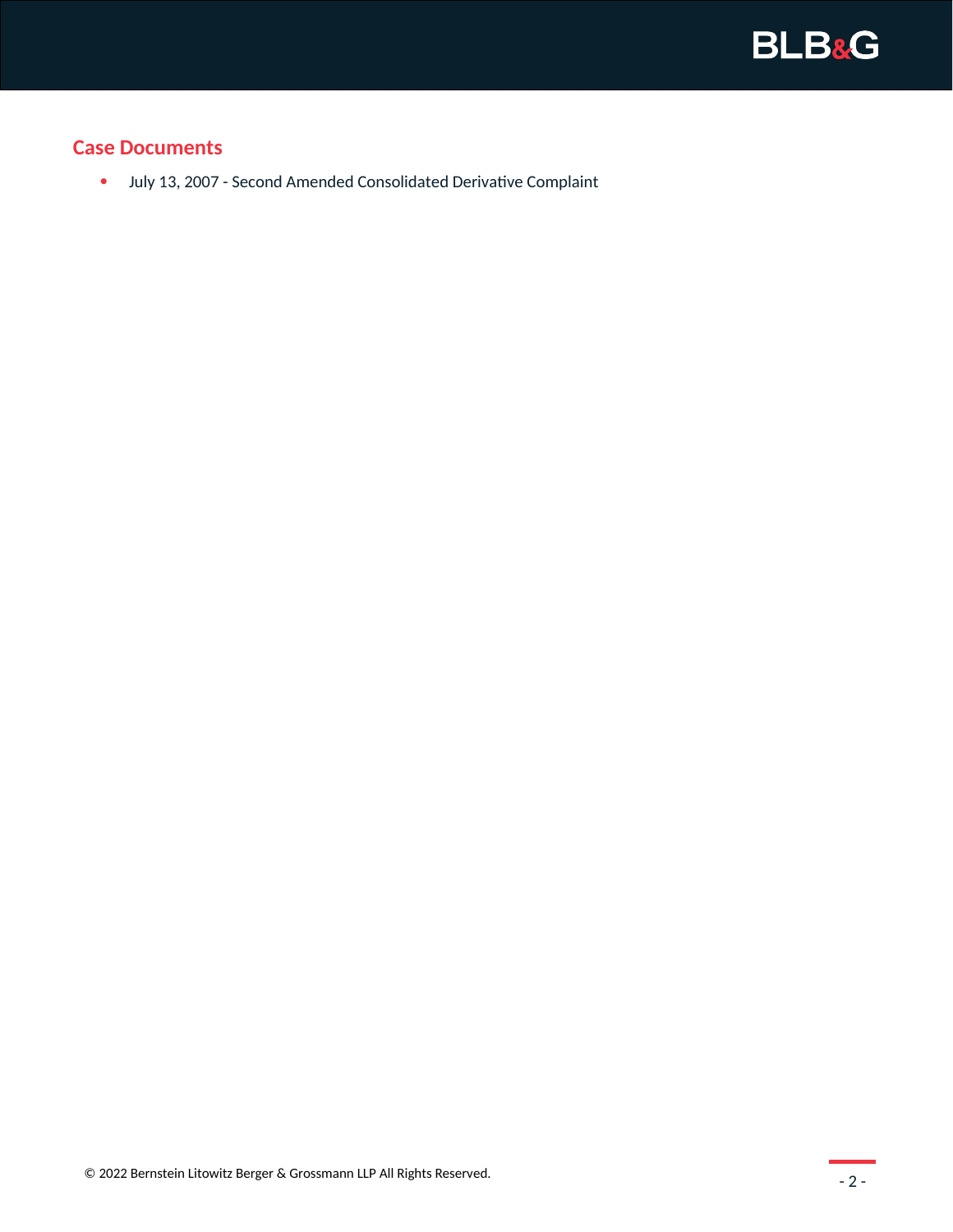## Case Documents

- July 13, 2007 - Second Amended Consolidated Derivative Complaint